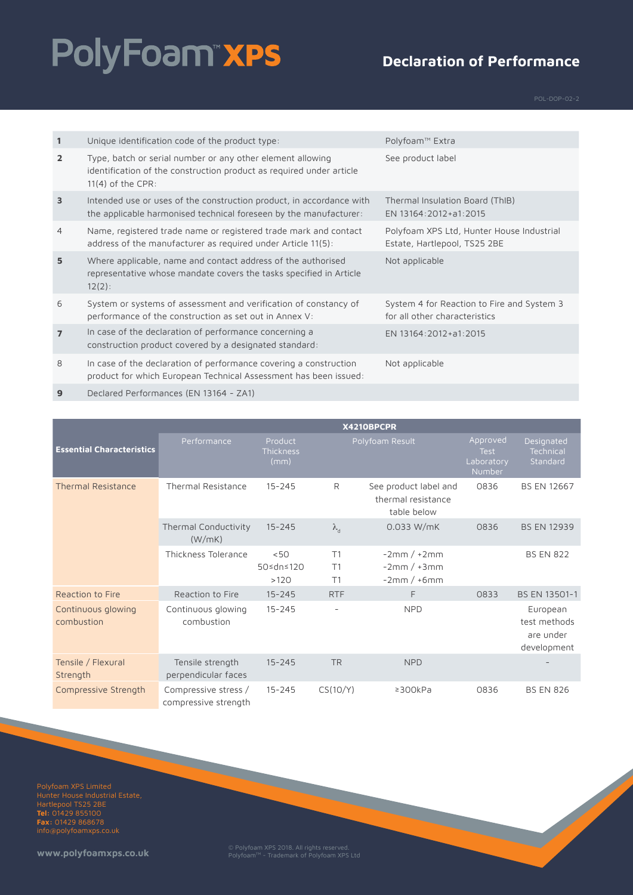# PolyFoam™ XPS

## Declaration of Performance

POL-DOP-02-2

| | | |
|---|---|---|
| **1** | Unique identification code of the product type: | Polyfoam™ Extra |
| **2** | Type, batch or serial number or any other element allowing identification of the construction product as required under article 11(4) of the CPR: | See product label |
| **3** | Intended use or uses of the construction product, in accordance with the applicable harmonised technical foreseen by the manufacturer: | Thermal Insulation Board (ThIB) EN 13164:2012+a1:2015 |
| 4 | Name, registered trade name or registered trade mark and contact address of the manufacturer as required under Article 11(5): | Polyfoam XPS Ltd, Hunter House Industrial Estate, Hartlepool, TS25 2BE |
| **5** | Where applicable, name and contact address of the authorised representative whose mandate covers the tasks specified in Article 12(2): | Not applicable |
| 6 | System or systems of assessment and verification of constancy of performance of the construction as set out in Annex V: | System 4 for Reaction to Fire and System 3 for all other characteristics |
| **7** | In case of the declaration of performance concerning a construction product covered by a designated standard: | EN 13164:2012+a1:2015 |
| 8 | In case of the declaration of performance covering a construction product for which European Technical Assessment has been issued: | Not applicable |
| **9** | Declared Performances (EN 13164 - ZA1) | |

| | X4210BPCPR | | | | | |
|---|---|---|---|---|---|---|
| **Essential Characteristics** | Performance | Product Thickness (mm) | Polyfoam Result | | Approved Test Laboratory Number | Designated Technical Standard |
| Thermal Resistance | Thermal Resistance | 15-245 | R | See product label and thermal resistance table below | 0836 | BS EN 12667 |
| | Thermal Conductivity (W/mK) | 15-245 | $\lambda_d$ | 0.033 W/mK | 0836 | BS EN 12939 |
| | Thickness Tolerance | <50<br>50≤dn≤120<br>>120 | T1<br>T1<br>T1 | -2mm / +2mm<br>-2mm / +3mm<br>-2mm / +6mm | | BS EN 822 |
| Reaction to Fire | Reaction to Fire | 15-245 | RTF | F | 0833 | BS EN 13501-1 |
| Continuous glowing combustion | Continuous glowing combustion | 15-245 | - | NPD | | European test methods are under development |
| Tensile / Flexural Strength | Tensile strength perpendicular faces | 15-245 | TR | NPD | | - |
| Compressive Strength | Compressive stress / compressive strength | 15-245 | CS(10/Y) | ≥300kPa | 0836 | BS EN 826 |

Polyfoam XPS Limited
Hunter House Industrial Estate,
Hartlepool TS25 2BE
**Tel:** 01429 855100
**Fax:** 01429 868678
info@polyfoamxps.co.uk

**www.polyfoamxps.co.uk**

© Polyfoam XPS 2018. All rights reserved.
Polyfoam™ - Trademark of Polyfoam XPS Ltd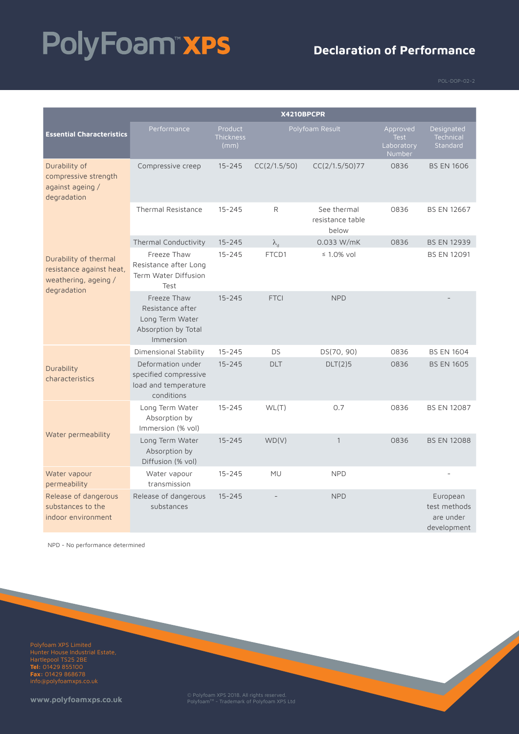# PolyFoam™ XPS

## Declaration of Performance

POL-DOP-02-2

| Essential Characteristics | X4210BPCPR | | | | | |
|---|---|---|---|---|---|---|
| | Performance | Product Thickness (mm) | Polyfoam Result | | Approved Test Laboratory Number | Designated Technical Standard |
| Durability of compressive strength against ageing / degradation | Compressive creep | 15-245 | CC(2/1.5/50) | CC(2/1.5/50)77 | 0836 | BS EN 1606 |
| Durability of thermal resistance against heat, weathering, ageing / degradation | Thermal Resistance | 15-245 | R | See thermal resistance table below | 0836 | BS EN 12667 |
| | Thermal Conductivity | 15-245 | $\lambda_d$ | 0.033 W/mK | 0836 | BS EN 12939 |
| | Freeze Thaw Resistance after Long Term Water Diffusion Test | 15-245 | FTCD1 | ≤ 1.0% vol | | BS EN 12091 |
| | Freeze Thaw Resistance after Long Term Water Absorption by Total Immersion | 15-245 | FTCI | NPD | | - |
| Durability characteristics | Dimensional Stability | 15-245 | DS | DS(70, 90) | 0836 | BS EN 1604 |
| | Deformation under specified compressive load and temperature conditions | 15-245 | DLT | DLT(2)5 | 0836 | BS EN 1605 |
| Water permeability | Long Term Water Absorption by Immersion (% vol) | 15-245 | WL(T) | 0.7 | 0836 | BS EN 12087 |
| | Long Term Water Absorption by Diffusion (% vol) | 15-245 | WD(V) | 1 | 0836 | BS EN 12088 |
| Water vapour permeability | Water vapour transmission | 15-245 | MU | NPD | | - |
| Release of dangerous substances to the indoor environment | Release of dangerous substances | 15-245 | - | NPD | | European test methods are under development |

NPD - No performance determined

Polyfoam XPS Limited
Hunter House Industrial Estate,
Hartlepool TS25 2BE
**Tel:** 01429 855100
**Fax:** 01429 868678
info@polyfoamxps.co.uk

**www.polyfoamxps.co.uk**

© Polyfoam XPS 2018. All rights reserved.
Polyfoam™ - Trademark of Polyfoam XPS Ltd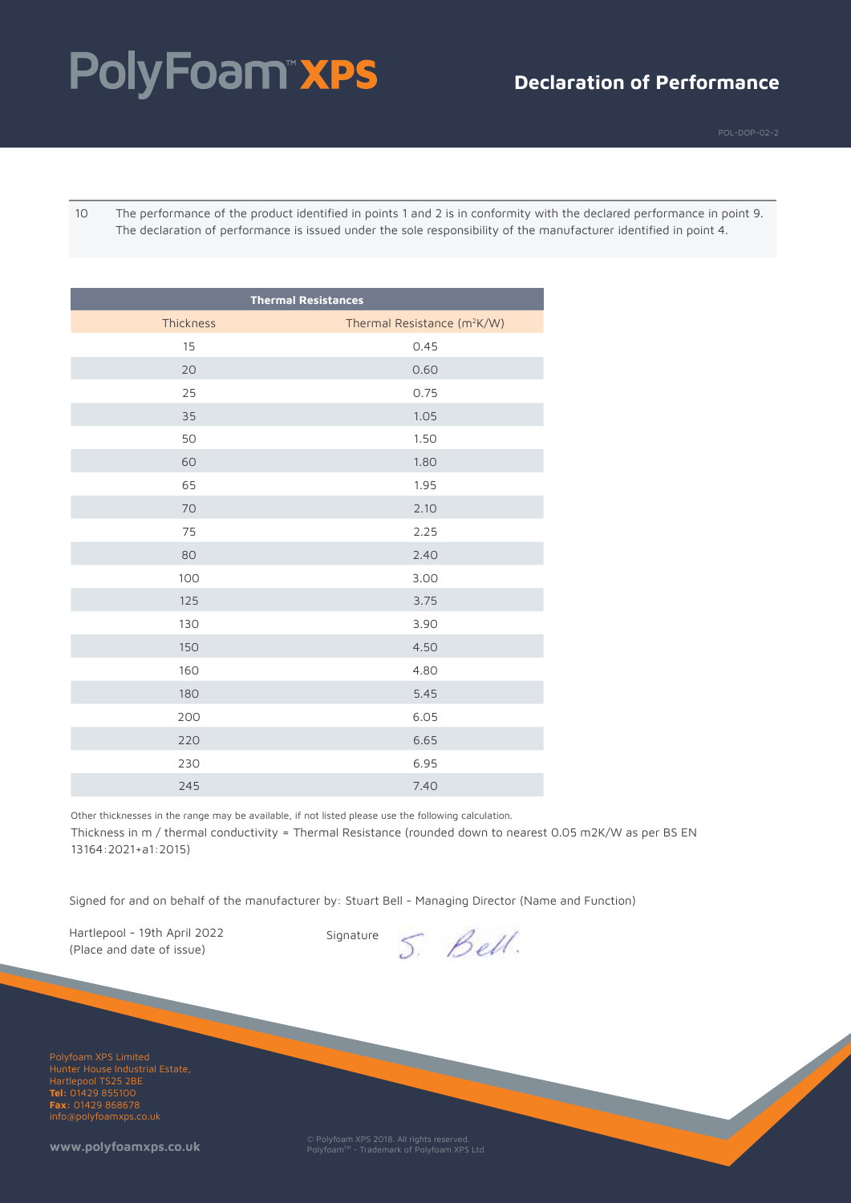10 The performance of the product identified in points 1 and 2 is in conformity with the declared performance in point 9. The declaration of performance is issued under the sole responsibility of the manufacturer identified in point 4.

| Thermal Resistances | |
|---|---|
| Thickness | Thermal Resistance ($m^2K/W$) |
| 15 | 0.45 |
| 20 | 0.60 |
| 25 | 0.75 |
| 35 | 1.05 |
| 50 | 1.50 |
| 60 | 1.80 |
| 65 | 1.95 |
| 70 | 2.10 |
| 75 | 2.25 |
| 80 | 2.40 |
| 100 | 3.00 |
| 125 | 3.75 |
| 130 | 3.90 |
| 150 | 4.50 |
| 160 | 4.80 |
| 180 | 5.45 |
| 200 | 6.05 |
| 220 | 6.65 |
| 230 | 6.95 |
| 245 | 7.40 |

Other thicknesses in the range may be available, if not listed please use the following calculation.

Thickness in m / thermal conductivity = Thermal Resistance (rounded down to nearest 0.05 m2K/W as per BS EN 13164:2021+a1:2015)

Signed for and on behalf of the manufacturer by: Stuart Bell - Managing Director (Name and Function)

Hartlepool - 19th April 2022
(Place and date of issue)

Signature S. Bell.

Polyfoam XPS Limited
Hunter House Industrial Estate,
Hartlepool TS25 2BE
**Tel:** 01429 855100
**Fax:** 01429 868678
info@polyfoamxps.co.uk

**www.polyfoamxps.co.uk**

© Polyfoam XPS 2018. All rights reserved.
Polyfoam™ - Trademark of Polyfoam XPS Ltd